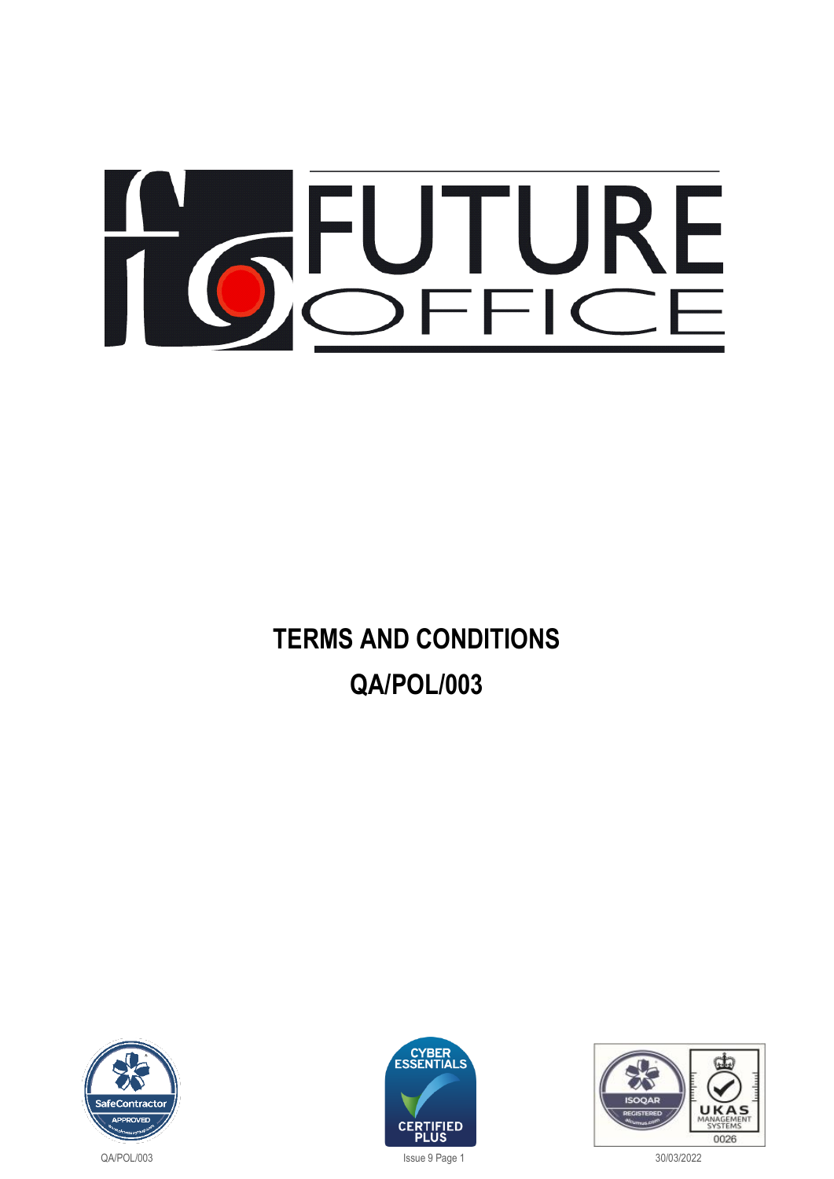# TERMS AND CONDITIONS

## QA/POL/003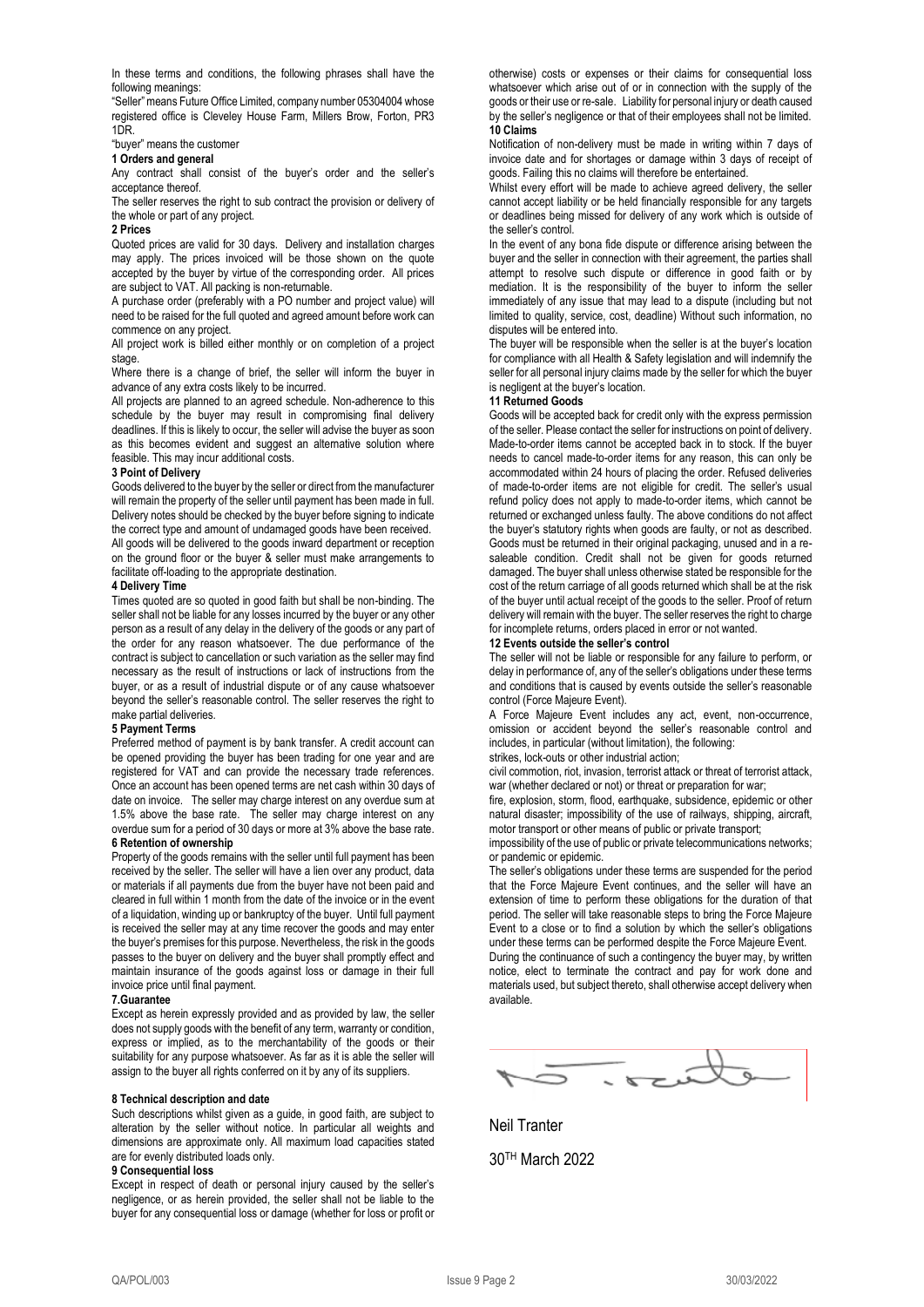In these terms and conditions, the following phrases shall have the following meanings:

"Seller" means Future Office Limited, company number 05304004 whose registered office is Cleveley House Farm, Millers Brow, Forton, PR3 1DR.

"buyer" means the customer

**1 Orders and general**

Any contract shall consist of the buyer's order and the seller's acceptance thereof.

The seller reserves the right to sub contract the provision or delivery of the whole or part of any project.

**2 Prices**

Quoted prices are valid for 30 days. Delivery and installation charges may apply. The prices invoiced will be those shown on the quote accepted by the buyer by virtue of the corresponding order. All prices are subject to VAT. All packing is non-returnable.

A purchase order (preferably with a PO number and project value) will need to be raised for the full quoted and agreed amount before work can commence on any project.

All project work is billed either monthly or on completion of a project stage.

Where there is a change of brief, the seller will inform the buyer in advance of any extra costs likely to be incurred.

All projects are planned to an agreed schedule. Non-adherence to this schedule by the buyer may result in compromising final delivery deadlines. If this is likely to occur, the seller will advise the buyer as soon as this becomes evident and suggest an alternative solution where feasible. This may incur additional costs.

**3 Point of Delivery**

Goods delivered to the buyer by the seller or direct from the manufacturer will remain the property of the seller until payment has been made in full. Delivery notes should be checked by the buyer before signing to indicate the correct type and amount of undamaged goods have been received.

All goods will be delivered to the goods inward department or reception on the ground floor or the buyer & seller must make arrangements to facilitate off-loading to the appropriate destination.

**4 Delivery Time**

Times quoted are so quoted in good faith but shall be non-binding. The seller shall not be liable for any losses incurred by the buyer or any other person as a result of any delay in the delivery of the goods or any part of the order for any reason whatsoever. The due performance of the contract is subject to cancellation or such variation as the seller may find necessary as the result of instructions or lack of instructions from the buyer, or as a result of industrial dispute or of any cause whatsoever beyond the seller's reasonable control. The seller reserves the right to make partial deliveries.

**5 Payment Terms**

Preferred method of payment is by bank transfer. A credit account can be opened providing the buyer has been trading for one year and are registered for VAT and can provide the necessary trade references. Once an account has been opened terms are net cash within 30 days of date on invoice. The seller may charge interest on any overdue sum at 1.5% above the base rate. The seller may charge interest on any overdue sum for a period of 30 days or more at 3% above the base rate.

**6 Retention of ownership**

Property of the goods remains with the seller until full payment has been received by the seller. The seller will have a lien over any product, data or materials if all payments due from the buyer have not been paid and cleared in full within 1 month from the date of the invoice or in the event of a liquidation, winding up or bankruptcy of the buyer. Until full payment is received the seller may at any time recover the goods and may enter the buyer's premises for this purpose. Nevertheless, the risk in the goods passes to the buyer on delivery and the buyer shall promptly effect and maintain insurance of the goods against loss or damage in their full invoice price until final payment.

**7.Guarantee**

Except as herein expressly provided and as provided by law, the seller does not supply goods with the benefit of any term, warranty or condition, express or implied, as to the merchantability of the goods or their suitability for any purpose whatsoever. As far as it is able the seller will assign to the buyer all rights conferred on it by any of its suppliers.

**8 Technical description and date**

Such descriptions whilst given as a guide, in good faith, are subject to alteration by the seller without notice. In particular all weights and dimensions are approximate only. All maximum load capacities stated are for evenly distributed loads only.

**9 Consequential loss**

Except in respect of death or personal injury caused by the seller's negligence, or as herein provided, the seller shall not be liable to the buyer for any consequential loss or damage (whether for loss or profit or otherwise) costs or expenses or their claims for consequential loss whatsoever which arise out of or in connection with the supply of the goods or their use or re-sale. Liability for personal injury or death caused by the seller's negligence or that of their employees shall not be limited.

**10 Claims**

Notification of non-delivery must be made in writing within 7 days of invoice date and for shortages or damage within 3 days of receipt of goods. Failing this no claims will therefore be entertained.

Whilst every effort will be made to achieve agreed delivery, the seller cannot accept liability or be held financially responsible for any targets or deadlines being missed for delivery of any work which is outside of the seller's control.

In the event of any bona fide dispute or difference arising between the buyer and the seller in connection with their agreement, the parties shall attempt to resolve such dispute or difference in good faith or by mediation. It is the responsibility of the buyer to inform the seller immediately of any issue that may lead to a dispute (including but not limited to quality, service, cost, deadline) Without such information, no disputes will be entered into.

The buyer will be responsible when the seller is at the buyer's location for compliance with all Health & Safety legislation and will indemnify the seller for all personal injury claims made by the seller for which the buyer is negligent at the buyer's location.

**11 Returned Goods**

Goods will be accepted back for credit only with the express permission of the seller. Please contact the seller for instructions on point of delivery. Made-to-order items cannot be accepted back in to stock. If the buyer needs to cancel made-to-order items for any reason, this can only be accommodated within 24 hours of placing the order. Refused deliveries of made-to-order items are not eligible for credit. The seller's usual refund policy does not apply to made-to-order items, which cannot be returned or exchanged unless faulty. The above conditions do not affect the buyer's statutory rights when goods are faulty, or not as described. Goods must be returned in their original packaging, unused and in a re-saleable condition. Credit shall not be given for goods returned damaged. The buyer shall unless otherwise stated be responsible for the cost of the return carriage of all goods returned which shall be at the risk of the buyer until actual receipt of the goods to the seller. Proof of return delivery will remain with the buyer. The seller reserves the right to charge for incomplete returns, orders placed in error or not wanted.

**12 Events outside the seller's control**

The seller will not be liable or responsible for any failure to perform, or delay in performance of, any of the seller's obligations under these terms and conditions that is caused by events outside the seller's reasonable control (Force Majeure Event).

A Force Majeure Event includes any act, event, non-occurrence, omission or accident beyond the seller's reasonable control and includes, in particular (without limitation), the following:

strikes, lock-outs or other industrial action;

civil commotion, riot, invasion, terrorist attack or threat of terrorist attack, war (whether declared or not) or threat or preparation for war;

fire, explosion, storm, flood, earthquake, subsidence, epidemic or other natural disaster; impossibility of the use of railways, shipping, aircraft, motor transport or other means of public or private transport;

impossibility of the use of public or private telecommunications networks; or pandemic or epidemic.

The seller's obligations under these terms are suspended for the period that the Force Majeure Event continues, and the seller will have an extension of time to perform these obligations for the duration of that period. The seller will take reasonable steps to bring the Force Majeure Event to a close or to find a solution by which the seller's obligations under these terms can be performed despite the Force Majeure Event.

During the continuance of such a contingency the buyer may, by written notice, elect to terminate the contract and pay for work done and materials used, but subject thereto, shall otherwise accept delivery when available.

Neil Tranter

30TH March 2022

QA/POL/003 Issue 9 30/03/2022